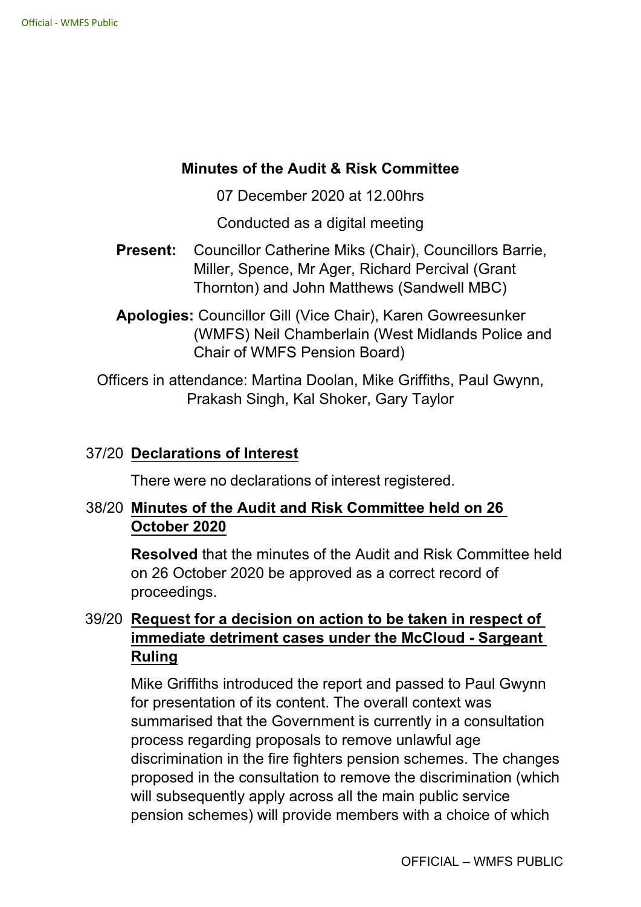# Minutes of the Audit & Risk Committee

07 December 2020 at 12.00hrs

Conducted as a digital meeting

**Present:** Councillor Catherine Miks (Chair), Councillors Barrie, Miller, Spence, Mr Ager, Richard Percival (Grant Thornton) and John Matthews (Sandwell MBC)

**Apologies:** Councillor Gill (Vice Chair), Karen Gowreesunker (WMFS) Neil Chamberlain (West Midlands Police and Chair of WMFS Pension Board)

Officers in attendance: Martina Doolan, Mike Griffiths, Paul Gwynn, Prakash Singh, Kal Shoker, Gary Taylor

## 37/20 Declarations of Interest

There were no declarations of interest registered.

## 38/20 Minutes of the Audit and Risk Committee held on 26 October 2020

**Resolved** that the minutes of the Audit and Risk Committee held on 26 October 2020 be approved as a correct record of proceedings.

## 39/20 Request for a decision on action to be taken in respect of immediate detriment cases under the McCloud - Sargeant Ruling

Mike Griffiths introduced the report and passed to Paul Gwynn for presentation of its content. The overall context was summarised that the Government is currently in a consultation process regarding proposals to remove unlawful age discrimination in the fire fighters pension schemes. The changes proposed in the consultation to remove the discrimination (which will subsequently apply across all the main public service pension schemes) will provide members with a choice of which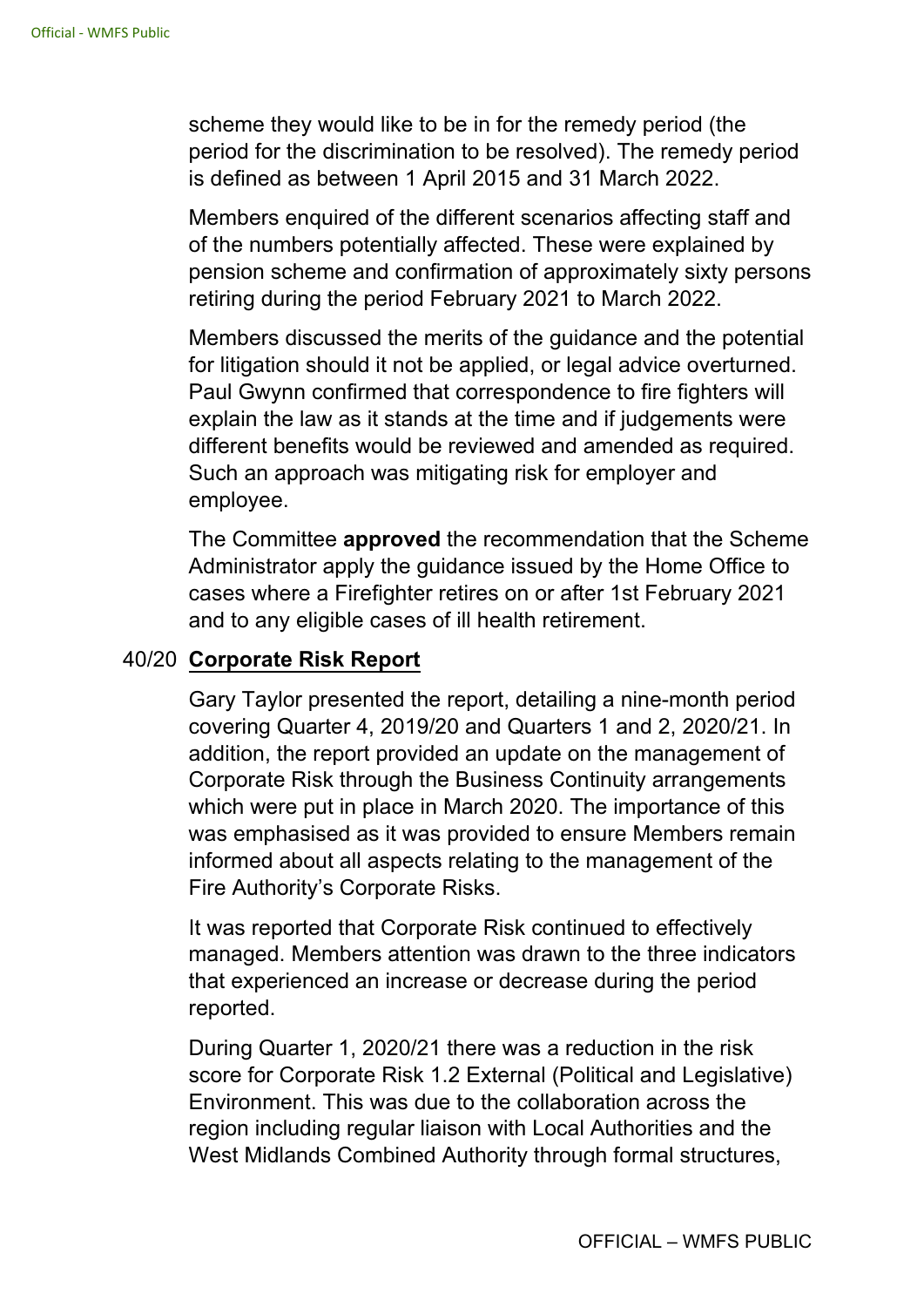scheme they would like to be in for the remedy period (the period for the discrimination to be resolved). The remedy period is defined as between 1 April 2015 and 31 March 2022.

Members enquired of the different scenarios affecting staff and of the numbers potentially affected. These were explained by pension scheme and confirmation of approximately sixty persons retiring during the period February 2021 to March 2022.

Members discussed the merits of the guidance and the potential for litigation should it not be applied, or legal advice overturned. Paul Gwynn confirmed that correspondence to fire fighters will explain the law as it stands at the time and if judgements were different benefits would be reviewed and amended as required. Such an approach was mitigating risk for employer and employee.

The Committee **approved** the recommendation that the Scheme Administrator apply the guidance issued by the Home Office to cases where a Firefighter retires on or after 1st February 2021 and to any eligible cases of ill health retirement.

## 40/20 Corporate Risk Report

Gary Taylor presented the report, detailing a nine-month period covering Quarter 4, 2019/20 and Quarters 1 and 2, 2020/21. In addition, the report provided an update on the management of Corporate Risk through the Business Continuity arrangements which were put in place in March 2020. The importance of this was emphasised as it was provided to ensure Members remain informed about all aspects relating to the management of the Fire Authority's Corporate Risks.

It was reported that Corporate Risk continued to effectively managed. Members attention was drawn to the three indicators that experienced an increase or decrease during the period reported.

During Quarter 1, 2020/21 there was a reduction in the risk score for Corporate Risk 1.2 External (Political and Legislative) Environment. This was due to the collaboration across the region including regular liaison with Local Authorities and the West Midlands Combined Authority through formal structures,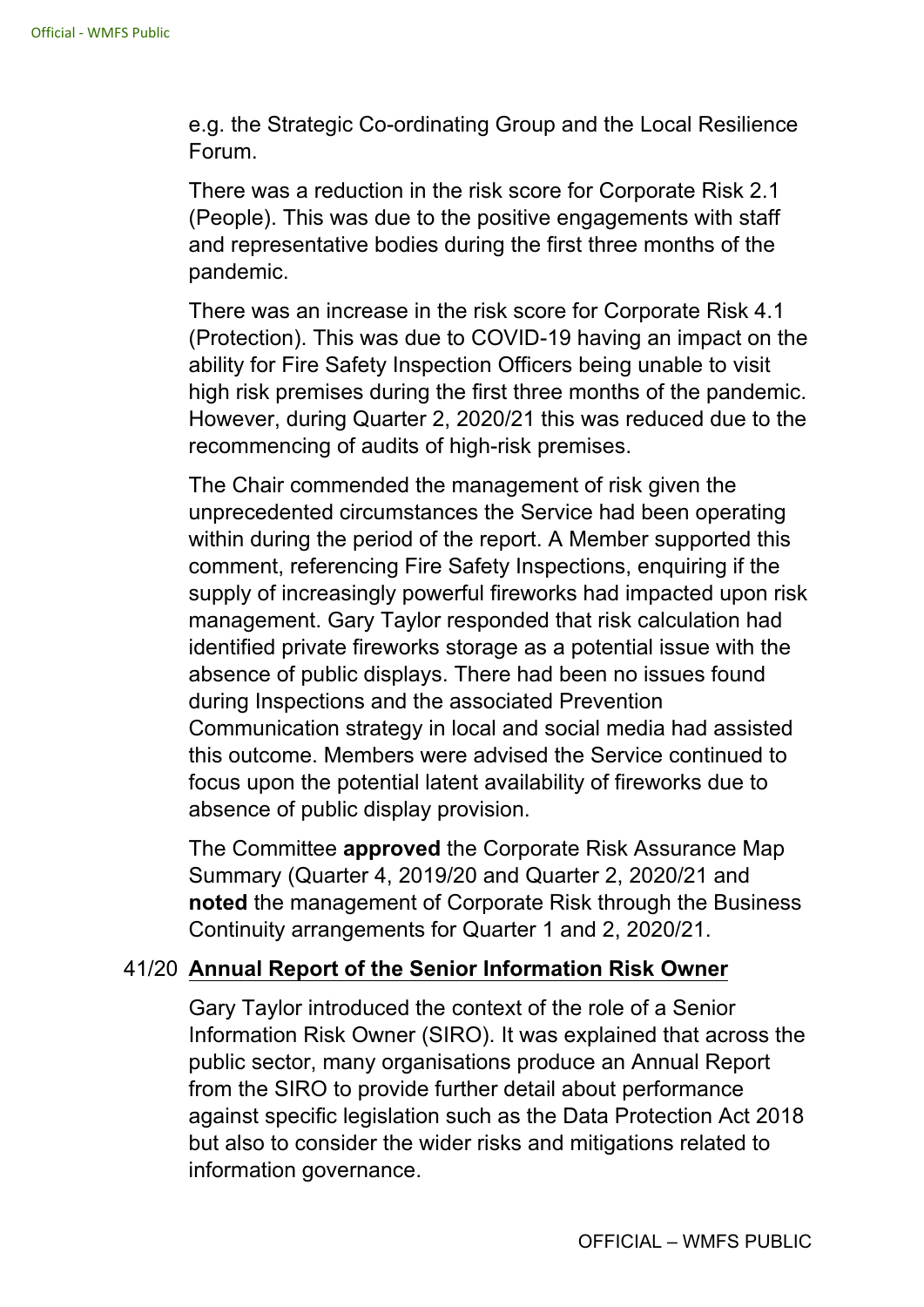e.g. the Strategic Co-ordinating Group and the Local Resilience Forum.

There was a reduction in the risk score for Corporate Risk 2.1 (People). This was due to the positive engagements with staff and representative bodies during the first three months of the pandemic.

There was an increase in the risk score for Corporate Risk 4.1 (Protection). This was due to COVID-19 having an impact on the ability for Fire Safety Inspection Officers being unable to visit high risk premises during the first three months of the pandemic. However, during Quarter 2, 2020/21 this was reduced due to the recommencing of audits of high-risk premises.

The Chair commended the management of risk given the unprecedented circumstances the Service had been operating within during the period of the report. A Member supported this comment, referencing Fire Safety Inspections, enquiring if the supply of increasingly powerful fireworks had impacted upon risk management. Gary Taylor responded that risk calculation had identified private fireworks storage as a potential issue with the absence of public displays. There had been no issues found during Inspections and the associated Prevention Communication strategy in local and social media had assisted this outcome. Members were advised the Service continued to focus upon the potential latent availability of fireworks due to absence of public display provision.

The Committee **approved** the Corporate Risk Assurance Map Summary (Quarter 4, 2019/20 and Quarter 2, 2020/21 and **noted** the management of Corporate Risk through the Business Continuity arrangements for Quarter 1 and 2, 2020/21.

## 41/20 Annual Report of the Senior Information Risk Owner

Gary Taylor introduced the context of the role of a Senior Information Risk Owner (SIRO). It was explained that across the public sector, many organisations produce an Annual Report from the SIRO to provide further detail about performance against specific legislation such as the Data Protection Act 2018 but also to consider the wider risks and mitigations related to information governance.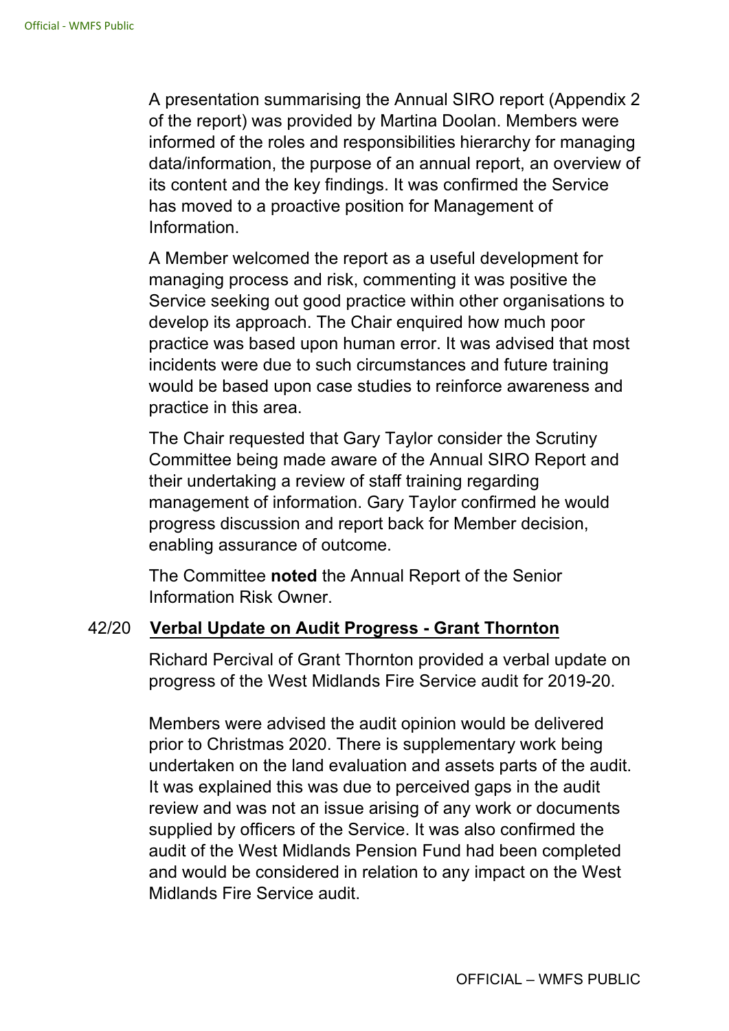A presentation summarising the Annual SIRO report (Appendix 2 of the report) was provided by Martina Doolan. Members were informed of the roles and responsibilities hierarchy for managing data/information, the purpose of an annual report, an overview of its content and the key findings. It was confirmed the Service has moved to a proactive position for Management of Information.

A Member welcomed the report as a useful development for managing process and risk, commenting it was positive the Service seeking out good practice within other organisations to develop its approach. The Chair enquired how much poor practice was based upon human error. It was advised that most incidents were due to such circumstances and future training would be based upon case studies to reinforce awareness and practice in this area.

The Chair requested that Gary Taylor consider the Scrutiny Committee being made aware of the Annual SIRO Report and their undertaking a review of staff training regarding management of information. Gary Taylor confirmed he would progress discussion and report back for Member decision, enabling assurance of outcome.

The Committee **noted** the Annual Report of the Senior Information Risk Owner.

## 42/20 Verbal Update on Audit Progress - Grant Thornton

Richard Percival of Grant Thornton provided a verbal update on progress of the West Midlands Fire Service audit for 2019-20.

Members were advised the audit opinion would be delivered prior to Christmas 2020. There is supplementary work being undertaken on the land evaluation and assets parts of the audit. It was explained this was due to perceived gaps in the audit review and was not an issue arising of any work or documents supplied by officers of the Service. It was also confirmed the audit of the West Midlands Pension Fund had been completed and would be considered in relation to any impact on the West Midlands Fire Service audit.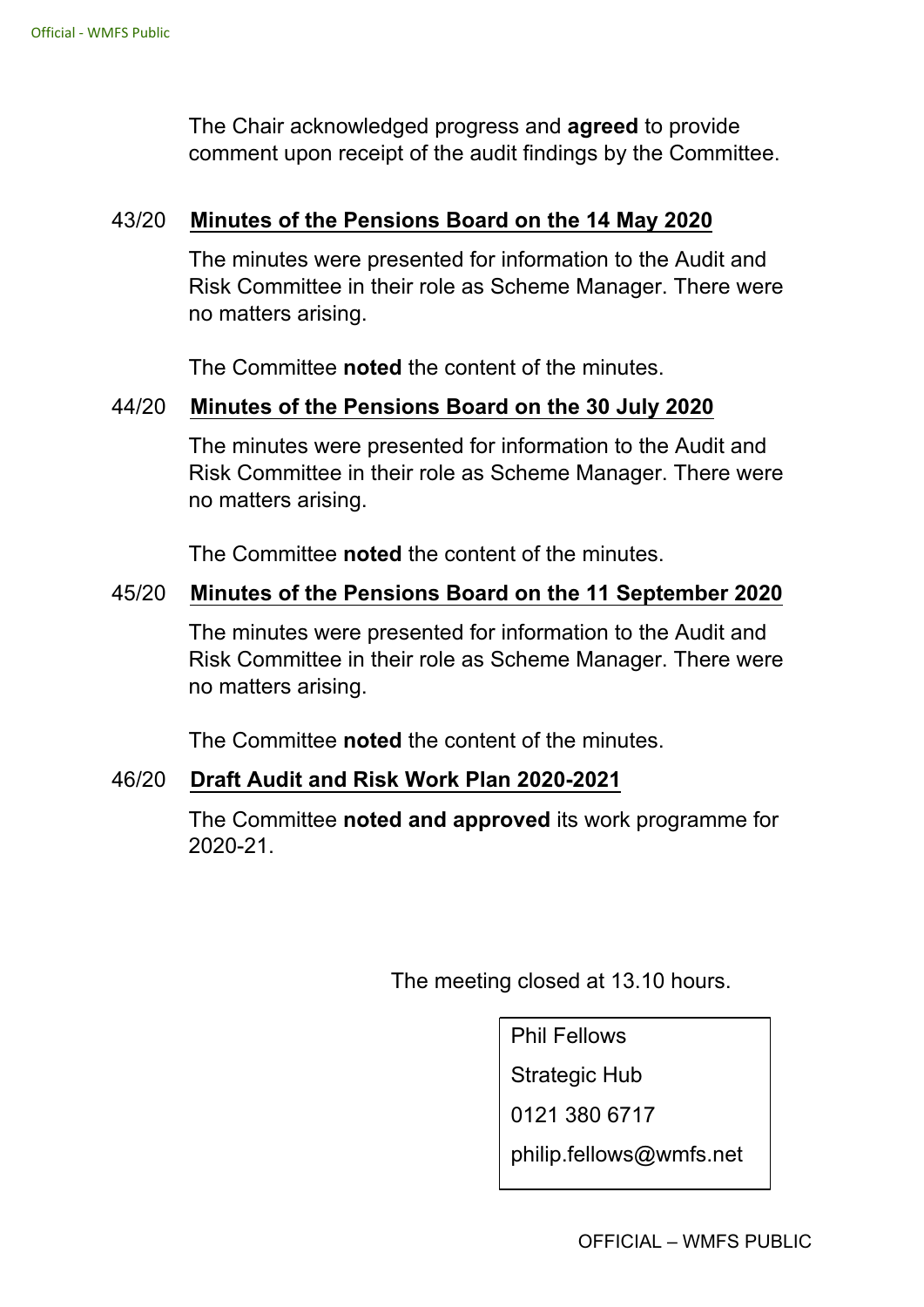The Chair acknowledged progress and **agreed** to provide comment upon receipt of the audit findings by the Committee.

43/20 **Minutes of the Pensions Board on the 14 May 2020**

The minutes were presented for information to the Audit and Risk Committee in their role as Scheme Manager. There were no matters arising.

The Committee **noted** the content of the minutes.

44/20 **Minutes of the Pensions Board on the 30 July 2020**

The minutes were presented for information to the Audit and Risk Committee in their role as Scheme Manager. There were no matters arising.

The Committee **noted** the content of the minutes.

45/20 **Minutes of the Pensions Board on the 11 September 2020**

The minutes were presented for information to the Audit and Risk Committee in their role as Scheme Manager. There were no matters arising.

The Committee **noted** the content of the minutes.

46/20 **Draft Audit and Risk Work Plan 2020-2021**

The Committee **noted and approved** its work programme for 2020-21.

The meeting closed at 13.10 hours.

Phil Fellows
Strategic Hub
0121 380 6717
philip.fellows@wmfs.net